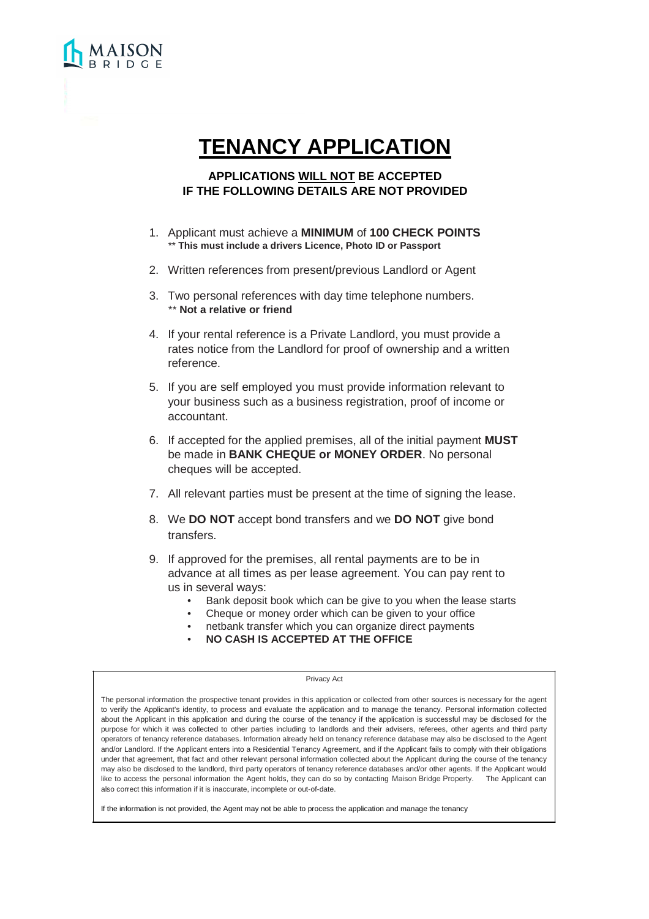MAISON BRIDGE

# TENANCY APPLICATION

**APPLICATIONS WILL NOT BE ACCEPTED IF THE FOLLOWING DETAILS ARE NOT PROVIDED**

1. Applicant must achieve a **MINIMUM** of **100 CHECK POINTS**
   ** **This must include a drivers Licence, Photo ID or Passport**
2. Written references from present/previous Landlord or Agent
3. Two personal references with day time telephone numbers.
   ** **Not a relative or friend**
4. If your rental reference is a Private Landlord, you must provide a rates notice from the Landlord for proof of ownership and a written reference.
5. If you are self employed you must provide information relevant to your business such as a business registration, proof of income or accountant.
6. If accepted for the applied premises, all of the initial payment **MUST** be made in **BANK CHEQUE or MONEY ORDER**. No personal cheques will be accepted.
7. All relevant parties must be present at the time of signing the lease.
8. We **DO NOT** accept bond transfers and we **DO NOT** give bond transfers.
9. If approved for the premises, all rental payments are to be in advance at all times as per lease agreement. You can pay rent to us in several ways:
   - Bank deposit book which can be give to you when the lease starts
   - Cheque or money order which can be given to your office
   - netbank transfer which you can organize direct payments
   - **NO CASH IS ACCEPTED AT THE OFFICE**

Privacy Act

The personal information the prospective tenant provides in this application or collected from other sources is necessary for the agent to verify the Applicant's identity, to process and evaluate the application and to manage the tenancy. Personal information collected about the Applicant in this application and during the course of the tenancy if the application is successful may be disclosed for the purpose for which it was collected to other parties including to landlords and their advisers, referees, other agents and third party operators of tenancy reference databases. Information already held on tenancy reference database may also be disclosed to the Agent and/or Landlord. If the Applicant enters into a Residential Tenancy Agreement, and if the Applicant fails to comply with their obligations under that agreement, that fact and other relevant personal information collected about the Applicant during the course of the tenancy may also be disclosed to the landlord, third party operators of tenancy reference databases and/or other agents. If the Applicant would like to access the personal information the Agent holds, they can do so by contacting Maison Bridge Property. The Applicant can also correct this information if it is inaccurate, incomplete or out-of-date.

If the information is not provided, the Agent may not be able to process the application and manage the tenancy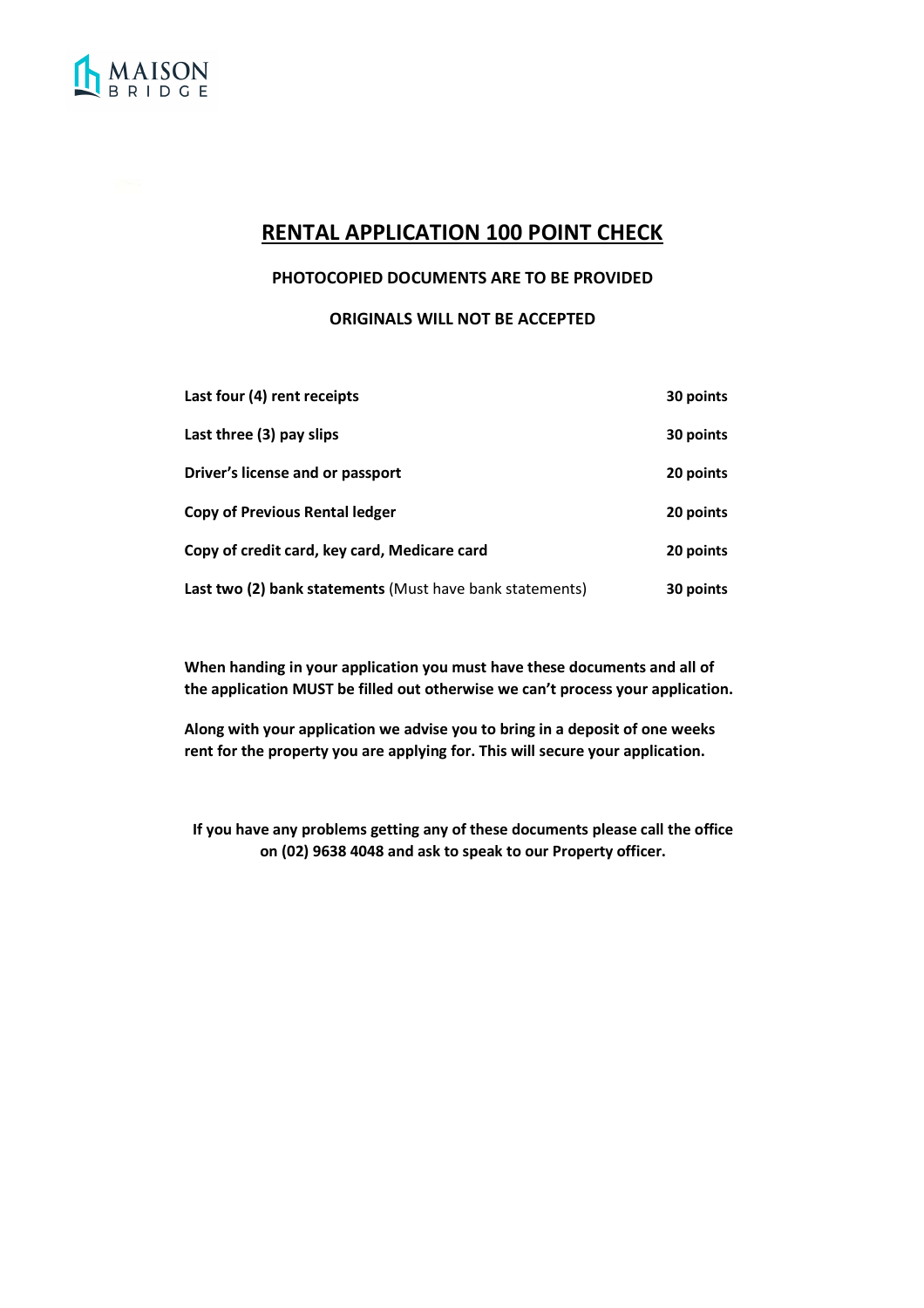MAISON BRIDGE

# RENTAL APPLICATION 100 POINT CHECK

**PHOTOCOPIED DOCUMENTS ARE TO BE PROVIDED**

**ORIGINALS WILL NOT BE ACCEPTED**

| Document | Points |
|---|---|
| **Last four (4) rent receipts** | **30 points** |
| **Last three (3) pay slips** | **30 points** |
| **Driver's license and or passport** | **20 points** |
| **Copy of Previous Rental ledger** | **20 points** |
| **Copy of credit card, key card, Medicare card** | **20 points** |
| **Last two (2) bank statements** (Must have bank statements) | **30 points** |

**When handing in your application you must have these documents and all of the application MUST be filled out otherwise we can't process your application.**

**Along with your application we advise you to bring in a deposit of one weeks rent for the property you are applying for. This will secure your application.**

**If you have any problems getting any of these documents please call the office on (02) 9638 4048 and ask to speak to our Property officer.**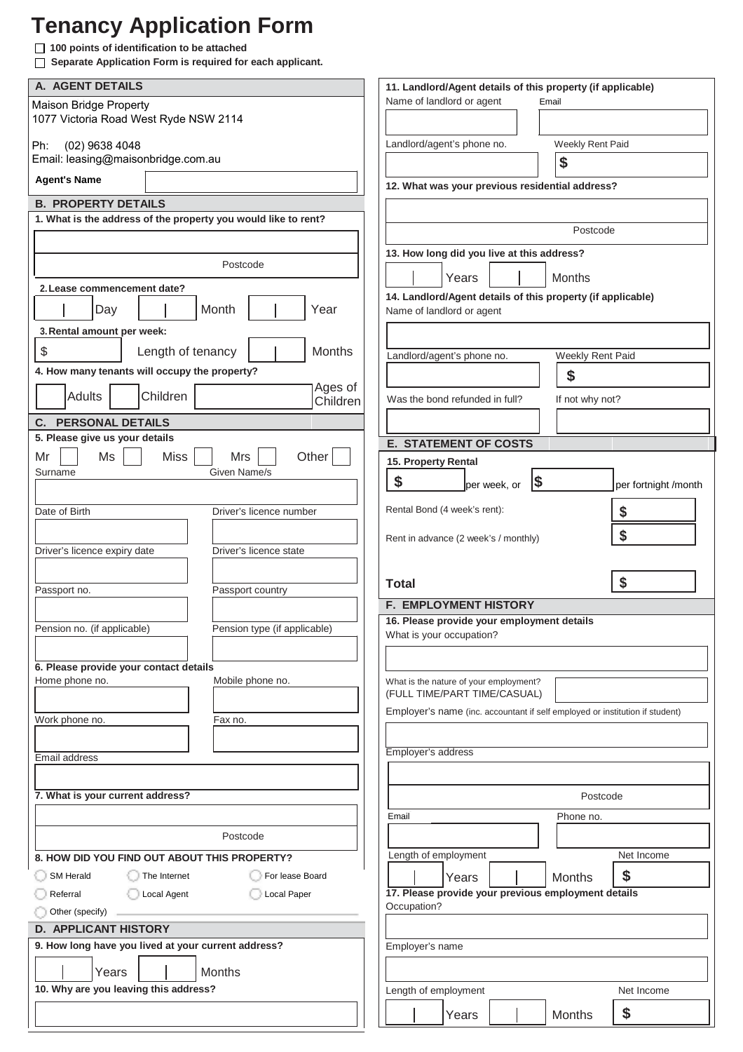# Tenancy Application Form

- ☐ **100 points of identification to be attached**
- ☐ **Separate Application Form is required for each applicant.**

## A. AGENT DETAILS

Maison Bridge Property
1077 Victoria Road West Ryde NSW 2114

Ph: (02) 9638 4048
Email: leasing@maisonbridge.com.au

**Agent's Name**

## B. PROPERTY DETAILS

**1. What is the address of the property you would like to rent?**

Postcode

**2. Lease commencement date?**

Day | Month | Year

**3. Rental amount per week:**

$ Length of tenancy Months

**4. How many tenants will occupy the property?**

Adults | Children | Ages of Children

## C. PERSONAL DETAILS

**5. Please give us your details**

Mr | Ms | Miss | Mrs | Other

| Surname | Given Name/s |
|---|---|
| Date of Birth | Driver's licence number |
| Driver's licence expiry date | Driver's licence state |
| Passport no. | Passport country |
| Pension no. (if applicable) | Pension type (if applicable) |

**6. Please provide your contact details**

| Home phone no. | Mobile phone no. |
|---|---|
| Work phone no. | Fax no. |

Email address

**7. What is your current address?**

Postcode

**8. HOW DID YOU FIND OUT ABOUT THIS PROPERTY?**

- ○ SM Herald
- ○ The Internet
- ○ For lease Board
- ○ Referral
- ○ Local Agent
- ○ Local Paper
- ○ Other (specify)

## D. APPLICANT HISTORY

**9. How long have you lived at your current address?**

Years | Months

**10. Why are you leaving this address?**

**11. Landlord/Agent details of this property (if applicable)**

| Name of landlord or agent | Email |
|---|---|
| Landlord/agent's phone no. | Weekly Rent Paid $ |

**12. What was your previous residential address?**

Postcode

**13. How long did you live at this address?**

Years | Months

**14. Landlord/Agent details of this property (if applicable)**

Name of landlord or agent

| Landlord/agent's phone no. | Weekly Rent Paid $ |
|---|---|
| Was the bond refunded in full? | If not why not? |

## E. STATEMENT OF COSTS

**15. Property Rental**

$ per week, or $ per fortnight /month

| | |
|---|---|
| Rental Bond (4 week's rent): | $ |
| Rent in advance (2 week's / monthly) | $ |
| **Total** | $ |

## F. EMPLOYMENT HISTORY

**16. Please provide your employment details**

What is your occupation?

What is the nature of your employment? (FULL TIME/PART TIME/CASUAL)

Employer's name (inc. accountant if self employed or institution if student)

Employer's address

Postcode

| Email | Phone no. |
|---|---|
| Length of employment: Years / Months | Net Income $ |

**17. Please provide your previous employment details**

Occupation?

Employer's name

| Length of employment: Years / Months | Net Income $ |
|---|---|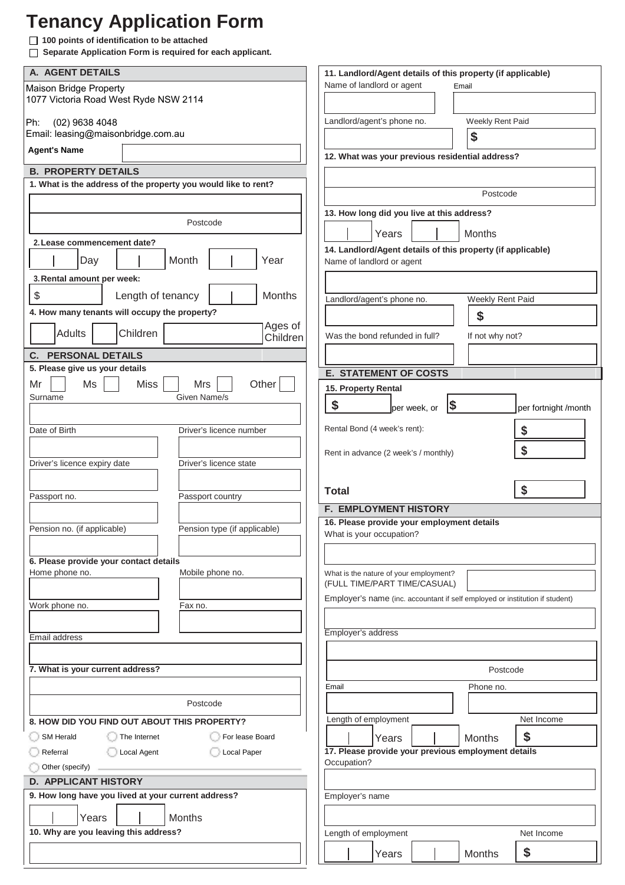# Tenancy Application Form

☐ **100 points of identification to be attached**

☐ **Separate Application Form is required for each applicant.**

## A. AGENT DETAILS

Maison Bridge Property
1077 Victoria Road West Ryde NSW 2114

Ph: (02) 9638 4048
Email: leasing@maisonbridge.com.au

**Agent's Name** ______________

## B. PROPERTY DETAILS

**1. What is the address of the property you would like to rent?**

______________

Postcode ______

**2. Lease commencement date?**

Day ____ Month ____ Year ____

**3. Rental amount per week:**

$ ______ Length of tenancy ____ Months

**4. How many tenants will occupy the property?**

____ Adults ____ Children ______ Ages of Children

## C. PERSONAL DETAILS

**5. Please give us your details**

Mr ☐ Ms ☐ Miss ☐ Mrs ☐ Other ☐

Surname ______ Given Name/s ______

Date of Birth ______ Driver's licence number ______

Driver's licence expiry date ______ Driver's licence state ______

Passport no. ______ Passport country ______

Pension no. (if applicable) ______ Pension type (if applicable) ______

**6. Please provide your contact details**

Home phone no. ______ Mobile phone no. ______

Work phone no. ______ Fax no. ______

Email address ______

**7. What is your current address?**

______________

Postcode ______

**8. HOW DID YOU FIND OUT ABOUT THIS PROPERTY?**

- ◯ SM Herald
- ◯ The Internet
- ◯ For lease Board
- ◯ Referral
- ◯ Local Agent
- ◯ Local Paper
- ◯ Other (specify) ______

## D. APPLICANT HISTORY

**9. How long have you lived at your current address?**

____ Years ____ Months

**10. Why are you leaving this address?**

______________

**11. Landlord/Agent details of this property (if applicable)**

Name of landlord or agent ______ Email ______

Landlord/agent's phone no. ______ Weekly Rent Paid $ ______

**12. What was your previous residential address?**

______________

Postcode ______

**13. How long did you live at this address?**

____ Years ____ Months

**14. Landlord/Agent details of this property (if applicable)**

Name of landlord or agent ______

Landlord/agent's phone no. ______ Weekly Rent Paid $ ______

Was the bond refunded in full? ______ If not why not? ______

## E. STATEMENT OF COSTS

**15. Property Rental**

$ ______ per week, or $ ______ per fortnight /month

Rental Bond (4 week's rent): $ ______

Rent in advance (2 week's / monthly) $ ______

**Total** $ ______

## F. EMPLOYMENT HISTORY

**16. Please provide your employment details**

What is your occupation? ______

What is the nature of your employment? (FULL TIME/PART TIME/CASUAL) ______

Employer's name (inc. accountant if self employed or institution if student) ______

Employer's address ______

Postcode ______

Email ______ Phone no. ______

Length of employment ____ Years ____ Months Net Income $ ______

**17. Please provide your previous employment details**

Occupation? ______

Employer's name ______

Length of employment ____ Years ____ Months Net Income $ ______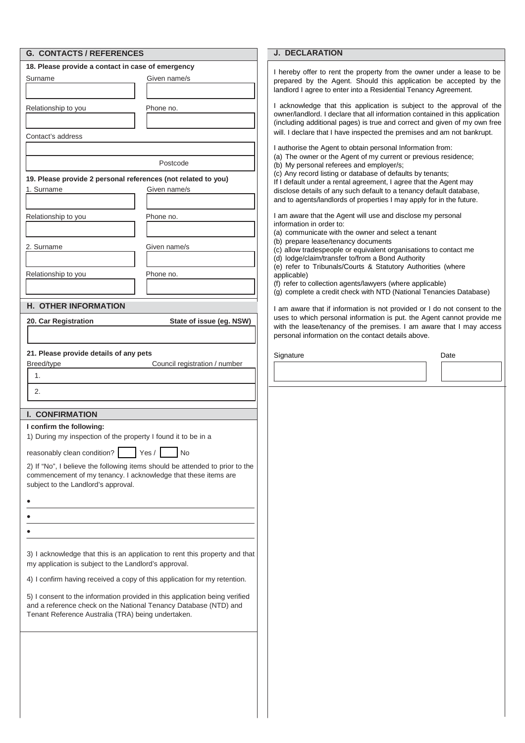## G. CONTACTS / REFERENCES

**18. Please provide a contact in case of emergency**

Surname | Given name/s

Relationship to you | Phone no.

Contact's address

Postcode

**19. Please provide 2 personal references (not related to you)**

1. Surname | Given name/s

Relationship to you | Phone no.

2. Surname | Given name/s

Relationship to you | Phone no.

## H. OTHER INFORMATION

**20. Car Registration** | **State of issue (eg. NSW)**

**21. Please provide details of any pets**

Breed/type | Council registration / number

1.

2.

## I. CONFIRMATION

**I confirm the following:**

1) During my inspection of the property I found it to be in a reasonably clean condition? ☐ Yes / ☐ No

2) If "No", I believe the following items should be attended to prior to the commencement of my tenancy. I acknowledge that these items are subject to the Landlord's approval.

- 
- 
- 

3) I acknowledge that this is an application to rent this property and that my application is subject to the Landlord's approval.

4) I confirm having received a copy of this application for my retention.

5) I consent to the information provided in this application being verified and a reference check on the National Tenancy Database (NTD) and Tenant Reference Australia (TRA) being undertaken.

## J. DECLARATION

I hereby offer to rent the property from the owner under a lease to be prepared by the Agent. Should this application be accepted by the landlord I agree to enter into a Residential Tenancy Agreement.

I acknowledge that this application is subject to the approval of the owner/landlord. I declare that all information contained in this application (including additional pages) is true and correct and given of my own free will. I declare that I have inspected the premises and am not bankrupt.

I authorise the Agent to obtain personal Information from:
(a) The owner or the Agent of my current or previous residence;
(b) My personal referees and employer/s;
(c) Any record listing or database of defaults by tenants;
If I default under a rental agreement, I agree that the Agent may disclose details of any such default to a tenancy default database, and to agents/landlords of properties I may apply for in the future.

I am aware that the Agent will use and disclose my personal information in order to:
(a) communicate with the owner and select a tenant
(b) prepare lease/tenancy documents
(c) allow tradespeople or equivalent organisations to contact me
(d) lodge/claim/transfer to/from a Bond Authority
(e) refer to Tribunals/Courts & Statutory Authorities (where applicable)
(f) refer to collection agents/lawyers (where applicable)
(g) complete a credit check with NTD (National Tenancies Database)

I am aware that if information is not provided or I do not consent to the uses to which personal information is put. the Agent cannot provide me with the lease/tenancy of the premises. I am aware that I may access personal information on the contact details above.

Signature | Date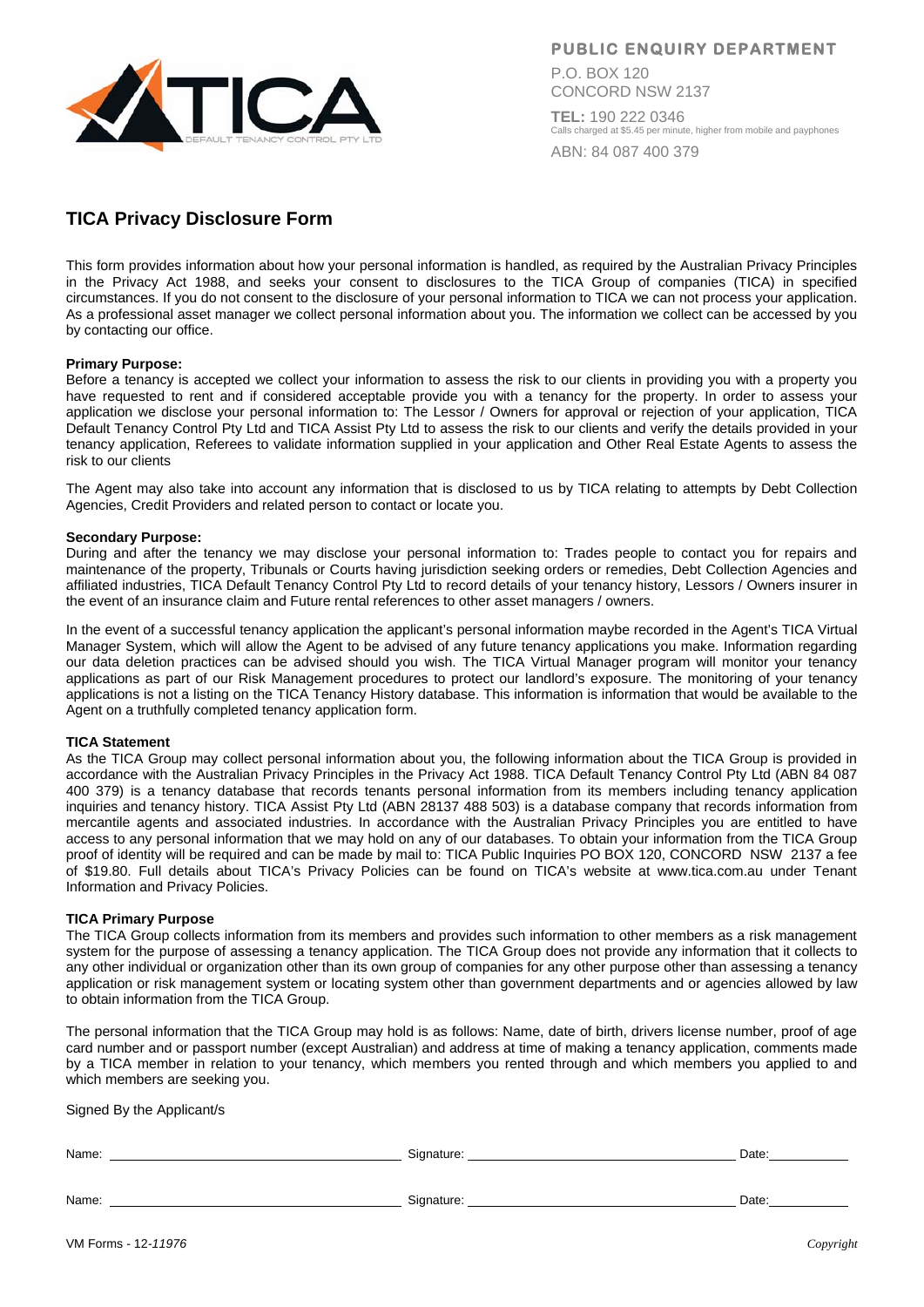PUBLIC ENQUIRY DEPARTMENT

P.O. BOX 120
CONCORD NSW 2137

**TEL:** 190 222 0346
Calls charged at $5.45 per minute, higher from mobile and payphones

ABN: 84 087 400 379

## TICA Privacy Disclosure Form

This form provides information about how your personal information is handled, as required by the Australian Privacy Principles in the Privacy Act 1988, and seeks your consent to disclosures to the TICA Group of companies (TICA) in specified circumstances. If you do not consent to the disclosure of your personal information to TICA we can not process your application. As a professional asset manager we collect personal information about you. The information we collect can be accessed by you by contacting our office.

**Primary Purpose:**
Before a tenancy is accepted we collect your information to assess the risk to our clients in providing you with a property you have requested to rent and if considered acceptable provide you with a tenancy for the property. In order to assess your application we disclose your personal information to: The Lessor / Owners for approval or rejection of your application, TICA Default Tenancy Control Pty Ltd and TICA Assist Pty Ltd to assess the risk to our clients and verify the details provided in your tenancy application, Referees to validate information supplied in your application and Other Real Estate Agents to assess the risk to our clients

The Agent may also take into account any information that is disclosed to us by TICA relating to attempts by Debt Collection Agencies, Credit Providers and related person to contact or locate you.

**Secondary Purpose:**
During and after the tenancy we may disclose your personal information to: Trades people to contact you for repairs and maintenance of the property, Tribunals or Courts having jurisdiction seeking orders or remedies, Debt Collection Agencies and affiliated industries, TICA Default Tenancy Control Pty Ltd to record details of your tenancy history, Lessors / Owners insurer in the event of an insurance claim and Future rental references to other asset managers / owners.

In the event of a successful tenancy application the applicant's personal information maybe recorded in the Agent's TICA Virtual Manager System, which will allow the Agent to be advised of any future tenancy applications you make. Information regarding our data deletion practices can be advised should you wish. The TICA Virtual Manager program will monitor your tenancy applications as part of our Risk Management procedures to protect our landlord's exposure. The monitoring of your tenancy applications is not a listing on the TICA Tenancy History database. This information is information that would be available to the Agent on a truthfully completed tenancy application form.

**TICA Statement**
As the TICA Group may collect personal information about you, the following information about the TICA Group is provided in accordance with the Australian Privacy Principles in the Privacy Act 1988. TICA Default Tenancy Control Pty Ltd (ABN 84 087 400 379) is a tenancy database that records tenants personal information from its members including tenancy application inquiries and tenancy history. TICA Assist Pty Ltd (ABN 28137 488 503) is a database company that records information from mercantile agents and associated industries. In accordance with the Australian Privacy Principles you are entitled to have access to any personal information that we may hold on any of our databases. To obtain your information from the TICA Group proof of identity will be required and can be made by mail to: TICA Public Inquiries PO BOX 120, CONCORD NSW 2137 a fee of $19.80. Full details about TICA's Privacy Policies can be found on TICA's website at www.tica.com.au under Tenant Information and Privacy Policies.

**TICA Primary Purpose**
The TICA Group collects information from its members and provides such information to other members as a risk management system for the purpose of assessing a tenancy application. The TICA Group does not provide any information that it collects to any other individual or organization other than its own group of companies for any other purpose other than assessing a tenancy application or risk management system or locating system other than government departments and or agencies allowed by law to obtain information from the TICA Group.

The personal information that the TICA Group may hold is as follows: Name, date of birth, drivers license number, proof of age card number and or passport number (except Australian) and address at time of making a tenancy application, comments made by a TICA member in relation to your tenancy, which members you rented through and which members you applied to and which members are seeking you.

Signed By the Applicant/s

Name: ______________________ Signature: ______________________ Date: __________

Name: ______________________ Signature: ______________________ Date: __________

VM Forms - 12-*11976*

*Copyright*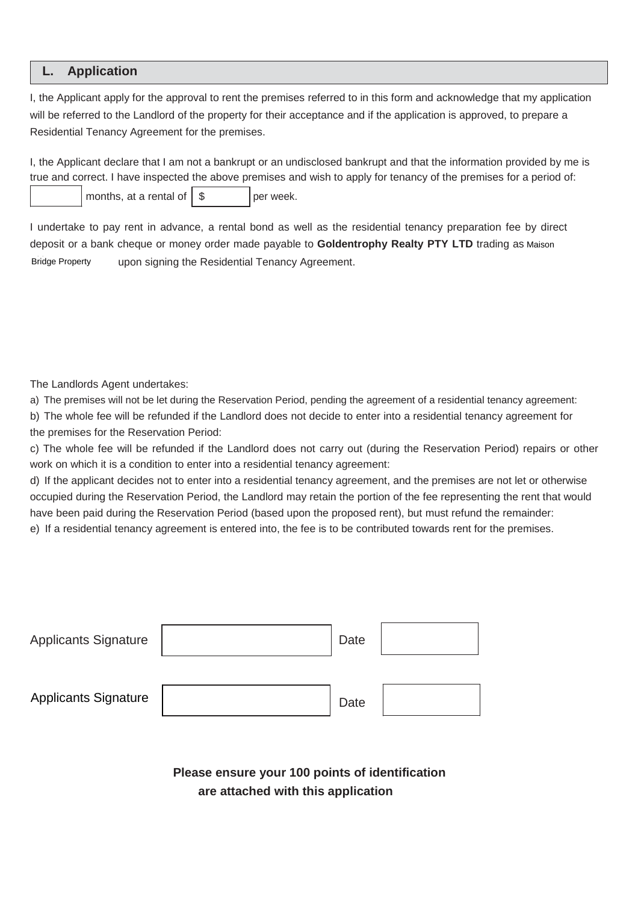## L. Application

I, the Applicant apply for the approval to rent the premises referred to in this form and acknowledge that my application will be referred to the Landlord of the property for their acceptance and if the application is approved, to prepare a Residential Tenancy Agreement for the premises.

I, the Applicant declare that I am not a bankrupt or an undisclosed bankrupt and that the information provided by me is true and correct. I have inspected the above premises and wish to apply for tenancy of the premises for a period of:

_______ months, at a rental of $ _______ per week.

I undertake to pay rent in advance, a rental bond as well as the residential tenancy preparation fee by direct deposit or a bank cheque or money order made payable to **Goldentrophy Realty PTY LTD** trading as Maison Bridge Property upon signing the Residential Tenancy Agreement.

The Landlords Agent undertakes:

a) The premises will not be let during the Reservation Period, pending the agreement of a residential tenancy agreement:

b) The whole fee will be refunded if the Landlord does not decide to enter into a residential tenancy agreement for the premises for the Reservation Period:

c) The whole fee will be refunded if the Landlord does not carry out (during the Reservation Period) repairs or other work on which it is a condition to enter into a residential tenancy agreement:

d) If the applicant decides not to enter into a residential tenancy agreement, and the premises are not let or otherwise occupied during the Reservation Period, the Landlord may retain the portion of the fee representing the rent that would have been paid during the Reservation Period (based upon the proposed rent), but must refund the remainder:

e) If a residential tenancy agreement is entered into, the fee is to be contributed towards rent for the premises.

| Applicants Signature | | Date | |
|---|---|---|---|
| Applicants Signature | | Date | |

**Please ensure your 100 points of identification are attached with this application**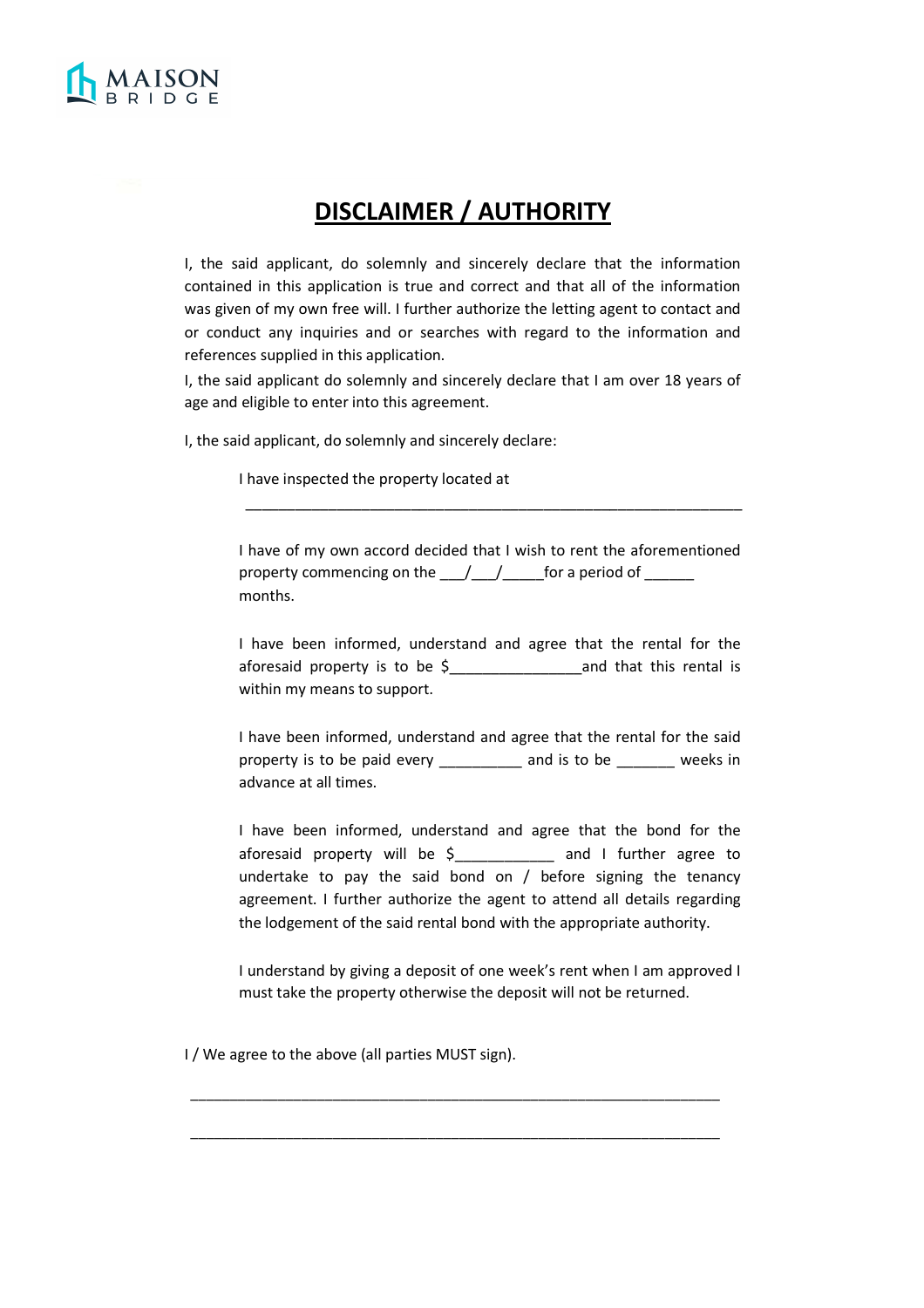MAISON BRIDGE

# DISCLAIMER / AUTHORITY

I, the said applicant, do solemnly and sincerely declare that the information contained in this application is true and correct and that all of the information was given of my own free will. I further authorize the letting agent to contact and or conduct any inquiries and or searches with regard to the information and references supplied in this application.

I, the said applicant do solemnly and sincerely declare that I am over 18 years of age and eligible to enter into this agreement.

I, the said applicant, do solemnly and sincerely declare:

I have inspected the property located at

_____________________________________________________________

I have of my own accord decided that I wish to rent the aforementioned property commencing on the ___/___/_____for a period of ______ months.

I have been informed, understand and agree that the rental for the aforesaid property is to be $________________and that this rental is within my means to support.

I have been informed, understand and agree that the rental for the said property is to be paid every __________ and is to be _______ weeks in advance at all times.

I have been informed, understand and agree that the bond for the aforesaid property will be $____________ and I further agree to undertake to pay the said bond on / before signing the tenancy agreement. I further authorize the agent to attend all details regarding the lodgement of the said rental bond with the appropriate authority.

I understand by giving a deposit of one week's rent when I am approved I must take the property otherwise the deposit will not be returned.

I / We agree to the above (all parties MUST sign).

_________________________________________________________________

_________________________________________________________________